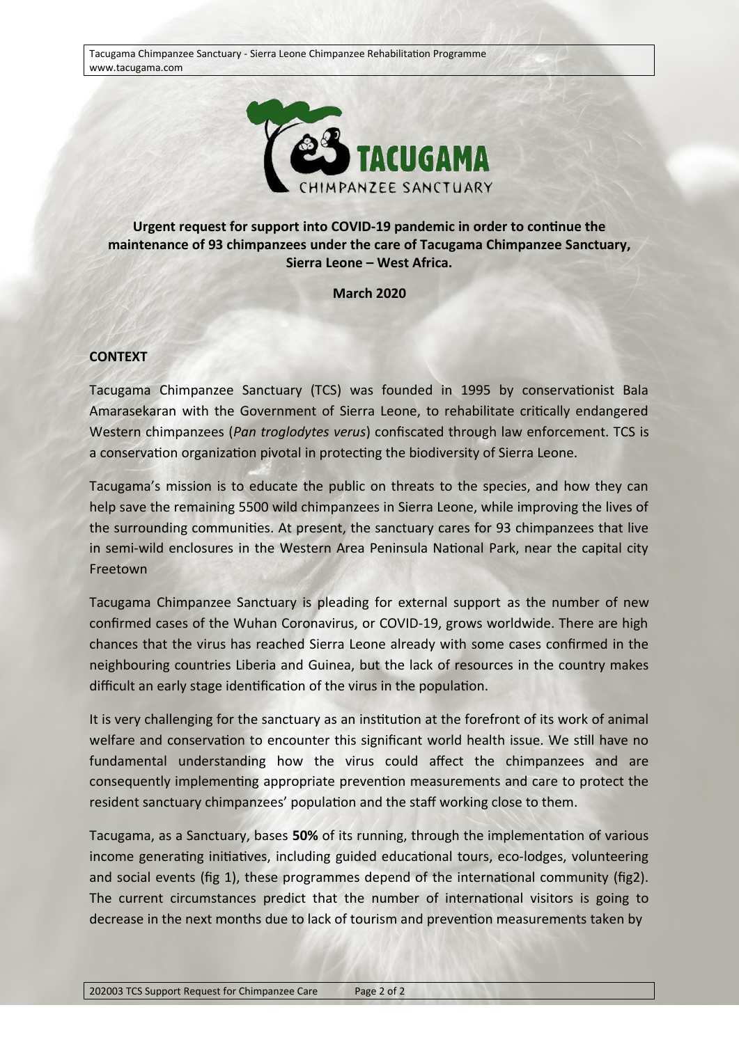**Urgent request for support into COVID-19 pandemic in order to continue the maintenance of 93 chimpanzees under the care of Tacugama Chimpanzee Sanctuary, Sierra Leone – West Africa.**

**March 2020**

## CONTEXT

Tacugama Chimpanzee Sanctuary (TCS) was founded in 1995 by conservationist Bala Amarasekaran with the Government of Sierra Leone, to rehabilitate critically endangered Western chimpanzees (*Pan troglodytes verus*) confiscated through law enforcement. TCS is a conservation organization pivotal in protecting the biodiversity of Sierra Leone.

Tacugama's mission is to educate the public on threats to the species, and how they can help save the remaining 5500 wild chimpanzees in Sierra Leone, while improving the lives of the surrounding communities. At present, the sanctuary cares for 93 chimpanzees that live in semi-wild enclosures in the Western Area Peninsula National Park, near the capital city Freetown

Tacugama Chimpanzee Sanctuary is pleading for external support as the number of new confirmed cases of the Wuhan Coronavirus, or COVID-19, grows worldwide. There are high chances that the virus has reached Sierra Leone already with some cases confirmed in the neighbouring countries Liberia and Guinea, but the lack of resources in the country makes difficult an early stage identification of the virus in the population.

It is very challenging for the sanctuary as an institution at the forefront of its work of animal welfare and conservation to encounter this significant world health issue. We still have no fundamental understanding how the virus could affect the chimpanzees and are consequently implementing appropriate prevention measurements and care to protect the resident sanctuary chimpanzees' population and the staff working close to them.

Tacugama, as a Sanctuary, bases **50%** of its running, through the implementation of various income generating initiatives, including guided educational tours, eco-lodges, volunteering and social events (fig 1), these programmes depend of the international community (fig2). The current circumstances predict that the number of international visitors is going to decrease in the next months due to lack of tourism and prevention measurements taken by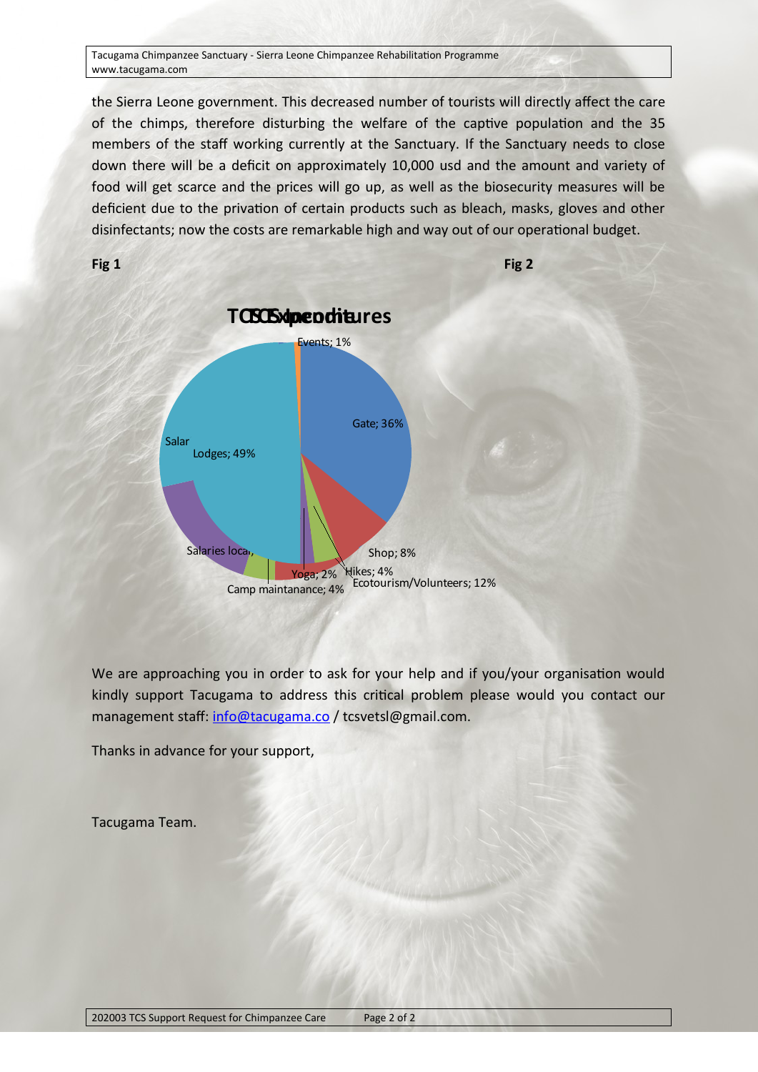the Sierra Leone government. This decreased number of tourists will directly affect the care of the chimps, therefore disturbing the welfare of the captive population and the 35 members of the staff working currently at the Sanctuary. If the Sanctuary needs to close down there will be a deficit on approximately 10,000 usd and the amount and variety of food will get scarce and the prices will go up, as well as the biosecurity measures will be deficient due to the privation of certain products such as bleach, masks, gloves and other disinfectants; now the costs are remarkable high and way out of our operational budget.

**Fig 1** **Fig 2**

TCS Income / TCS Expenditures

Events; 1%

Gate; 36%

Salar

Lodges; 49%

Shop; 8%

Salaries local

Yoga; 2%

Hikes; 4%

Ecotourism/Volunteers; 12%

Camp maintanance; 4%

We are approaching you in order to ask for your help and if you/your organisation would kindly support Tacugama to address this critical problem please would you contact our management staff: [info@tacugama.co](mailto:info@tacugama.co) / tcsvetsl@gmail.com.

Thanks in advance for your support,

Tacugama Team.